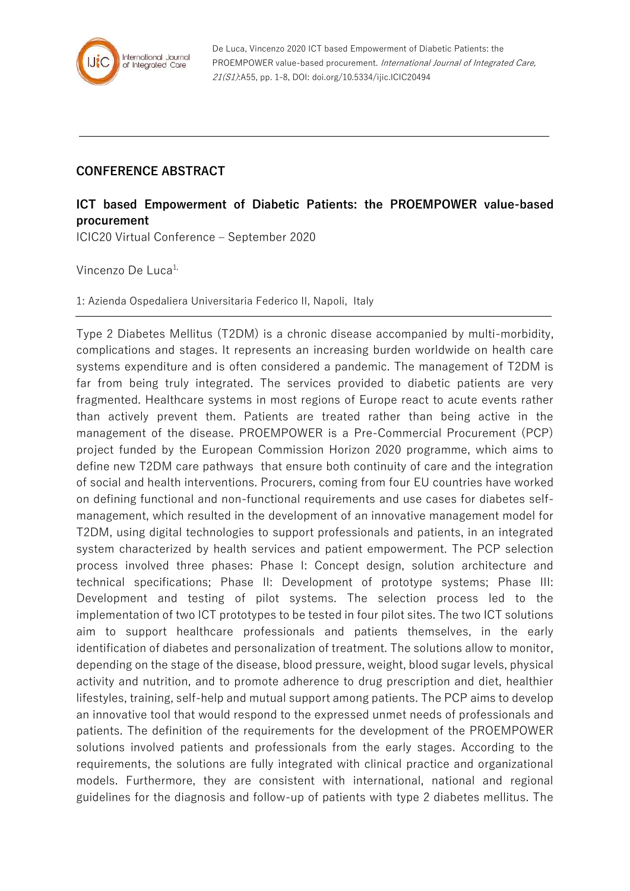De Luca, Vincenzo 2020 ICT based Empowerment of Diabetic Patients: the PROEMPOWER value-based procurement. *International Journal of Integrated Care, 21(S1)*:A55, pp. 1-8, DOI: doi.org/10.5334/ijic.ICIC20494

## CONFERENCE ABSTRACT

# ICT based Empowerment of Diabetic Patients: the PROEMPOWER value-based procurement

ICIC20 Virtual Conference – September 2020

Vincenzo De Luca[1]

1: Azienda Ospedaliera Universitaria Federico II, Napoli, Italy

Type 2 Diabetes Mellitus (T2DM) is a chronic disease accompanied by multi-morbidity, complications and stages. It represents an increasing burden worldwide on health care systems expenditure and is often considered a pandemic. The management of T2DM is far from being truly integrated. The services provided to diabetic patients are very fragmented. Healthcare systems in most regions of Europe react to acute events rather than actively prevent them. Patients are treated rather than being active in the management of the disease. PROEMPOWER is a Pre-Commercial Procurement (PCP) project funded by the European Commission Horizon 2020 programme, which aims to define new T2DM care pathways that ensure both continuity of care and the integration of social and health interventions. Procurers, coming from four EU countries have worked on defining functional and non-functional requirements and use cases for diabetes self-management, which resulted in the development of an innovative management model for T2DM, using digital technologies to support professionals and patients, in an integrated system characterized by health services and patient empowerment. The PCP selection process involved three phases: Phase I: Concept design, solution architecture and technical specifications; Phase II: Development of prototype systems; Phase III: Development and testing of pilot systems. The selection process led to the implementation of two ICT prototypes to be tested in four pilot sites. The two ICT solutions aim to support healthcare professionals and patients themselves, in the early identification of diabetes and personalization of treatment. The solutions allow to monitor, depending on the stage of the disease, blood pressure, weight, blood sugar levels, physical activity and nutrition, and to promote adherence to drug prescription and diet, healthier lifestyles, training, self-help and mutual support among patients. The PCP aims to develop an innovative tool that would respond to the expressed unmet needs of professionals and patients. The definition of the requirements for the development of the PROEMPOWER solutions involved patients and professionals from the early stages. According to the requirements, the solutions are fully integrated with clinical practice and organizational models. Furthermore, they are consistent with international, national and regional guidelines for the diagnosis and follow-up of patients with type 2 diabetes mellitus. The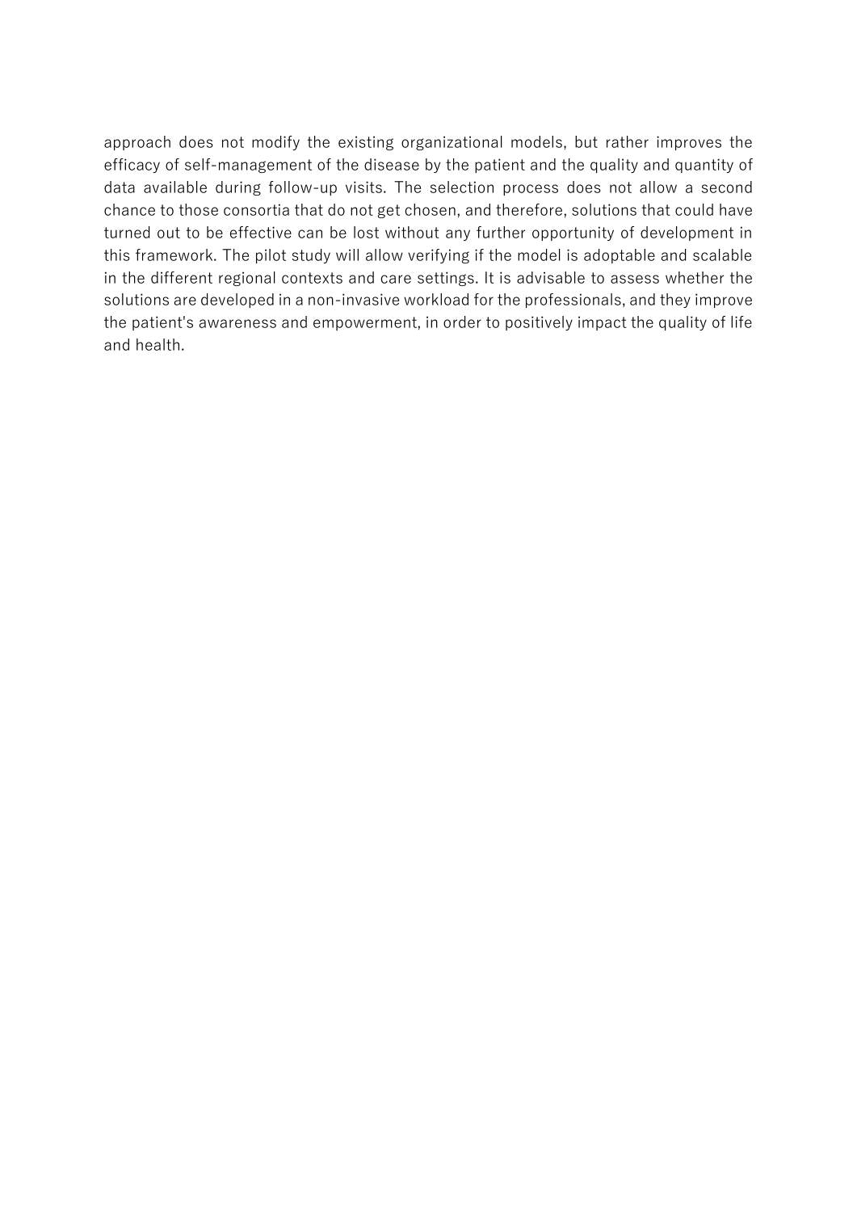approach does not modify the existing organizational models, but rather improves the efficacy of self-management of the disease by the patient and the quality and quantity of data available during follow-up visits. The selection process does not allow a second chance to those consortia that do not get chosen, and therefore, solutions that could have turned out to be effective can be lost without any further opportunity of development in this framework. The pilot study will allow verifying if the model is adoptable and scalable in the different regional contexts and care settings. It is advisable to assess whether the solutions are developed in a non-invasive workload for the professionals, and they improve the patient's awareness and empowerment, in order to positively impact the quality of life and health.